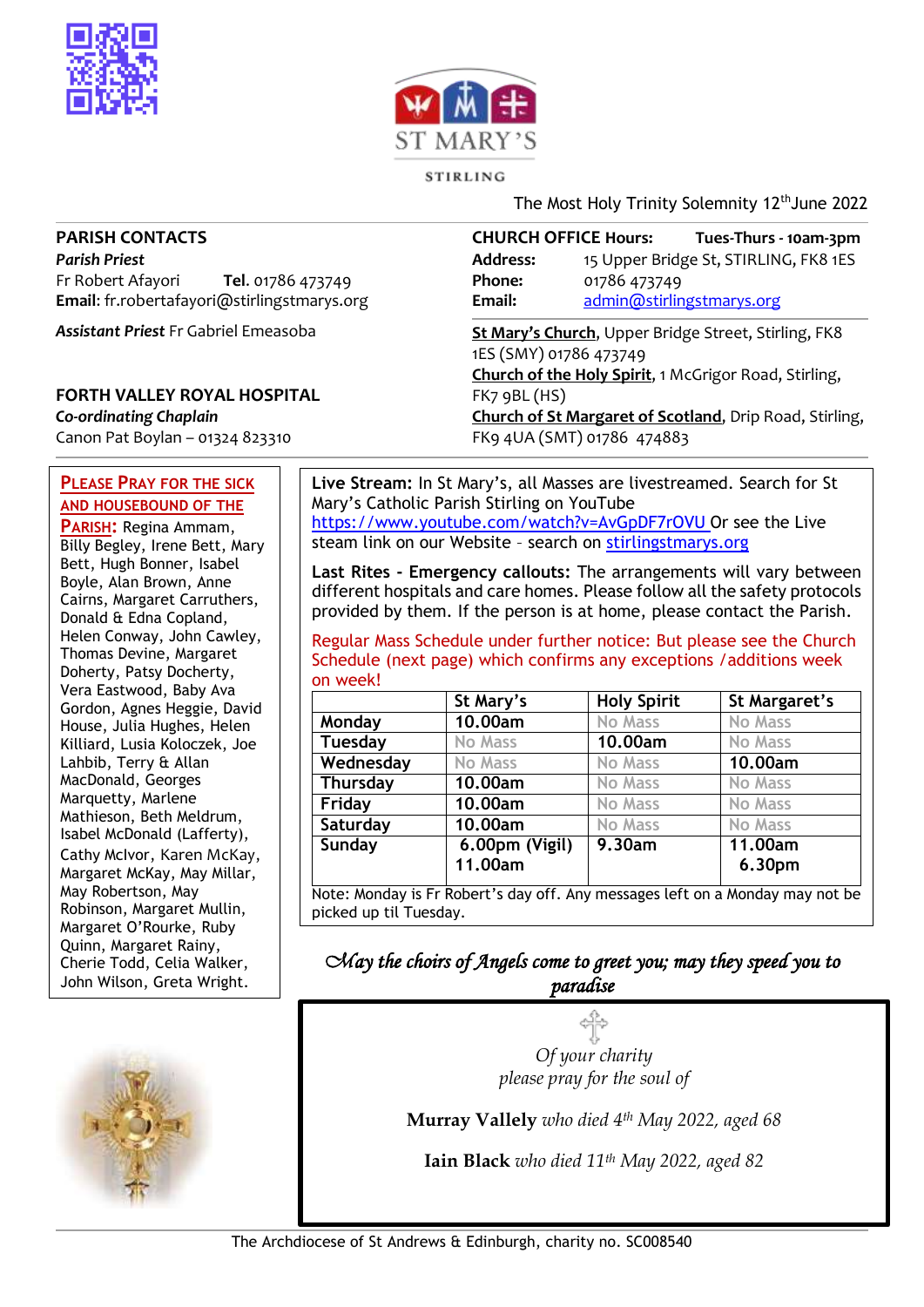ST MARY'S

STIRLING

The Most Holy Trinity Solemnity 12th June 2022

## PARISH CONTACTS

***Parish Priest***

Fr Robert Afayori **Tel.** 01786 473749

**Email**: fr.robertafayori@stirlingstmarys.org

***Assistant Priest*** Fr Gabriel Emeasoba

## FORTH VALLEY ROYAL HOSPITAL

***Co-ordinating Chaplain***

Canon Pat Boylan – 01324 823310

**CHURCH OFFICE Hours:** **Tues-Thurs - 10am-3pm**

**Address:** 15 Upper Bridge St, STIRLING, FK8 1ES

**Phone:** 01786 473749

**Email:** admin@stirlingstmarys.org

**St Mary's Church**, Upper Bridge Street, Stirling, FK8 1ES (SMY) 01786 473749

**Church of the Holy Spirit**, 1 McGrigor Road, Stirling, FK7 9BL (HS)

**Church of St Margaret of Scotland**, Drip Road, Stirling, FK9 4UA (SMT) 01786 474883

**PLEASE PRAY FOR THE SICK AND HOUSEBOUND OF THE PARISH:** Regina Ammam, Billy Begley, Irene Bett, Mary Bett, Hugh Bonner, Isabel Boyle, Alan Brown, Anne Cairns, Margaret Carruthers, Donald & Edna Copland, Helen Conway, John Cawley, Thomas Devine, Margaret Doherty, Patsy Docherty, Vera Eastwood, Baby Ava Gordon, Agnes Heggie, David House, Julia Hughes, Helen Killiard, Lusia Koloczek, Joe Lahbib, Terry & Allan MacDonald, Georges Marquetty, Marlene Mathieson, Beth Meldrum, Isabel McDonald (Lafferty), Cathy McIvor, Karen McKay, Margaret McKay, May Millar, May Robertson, May Robinson, Margaret Mullin, Margaret O'Rourke, Ruby Quinn, Margaret Rainy, Cherie Todd, Celia Walker, John Wilson, Greta Wright.

**Live Stream:** In St Mary's, all Masses are livestreamed. Search for St Mary's Catholic Parish Stirling on YouTube https://www.youtube.com/watch?v=AvGpDF7rOVU Or see the Live steam link on our Website - search on stirlingstmarys.org

**Last Rites - Emergency callouts:** The arrangements will vary between different hospitals and care homes. Please follow all the safety protocols provided by them. If the person is at home, please contact the Parish.

Regular Mass Schedule under further notice: But please see the Church Schedule (next page) which confirms any exceptions /additions week on week!

| | St Mary's | Holy Spirit | St Margaret's |
|---|---|---|---|
| Monday | 10.00am | No Mass | No Mass |
| Tuesday | No Mass | 10.00am | No Mass |
| Wednesday | No Mass | No Mass | 10.00am |
| Thursday | 10.00am | No Mass | No Mass |
| Friday | 10.00am | No Mass | No Mass |
| Saturday | 10.00am | No Mass | No Mass |
| Sunday | 6.00pm (Vigil) 11.00am | 9.30am | 11.00am 6.30pm |

Note: Monday is Fr Robert's day off. Any messages left on a Monday may not be picked up til Tuesday.

*May the choirs of Angels come to greet you; may they speed you to paradise*

*Of your charity please pray for the soul of*

**Murray Vallely** *who died 4th May 2022, aged 68*

**Iain Black** *who died 11th May 2022, aged 82*

The Archdiocese of St Andrews & Edinburgh, charity no. SC008540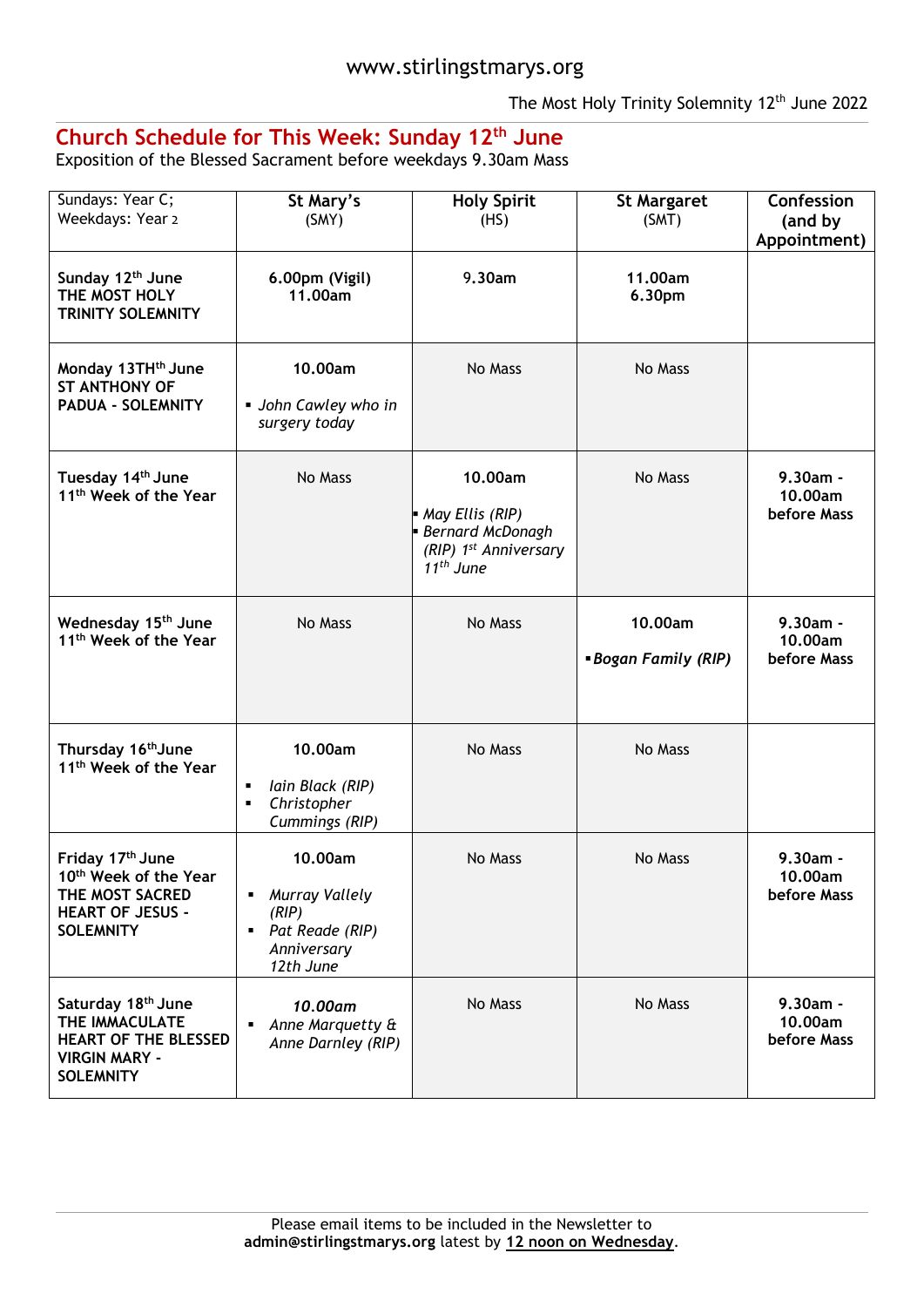www.stirlingstmarys.org

The Most Holy Trinity Solemnity 12th June 2022

## Church Schedule for This Week: Sunday 12th June

Exposition of the Blessed Sacrament before weekdays 9.30am Mass

| Sundays: Year C; Weekdays: Year 2 | **St Mary's** (SMY) | **Holy Spirit** (HS) | **St Margaret** (SMT) | **Confession (and by Appointment)** |
|---|---|---|---|---|
| **Sunday 12th June THE MOST HOLY TRINITY SOLEMNITY** | **6.00pm (Vigil)** **11.00am** | **9.30am** | **11.00am** **6.30pm** | |
| **Monday 13THth June ST ANTHONY OF PADUA - SOLEMNITY** | **10.00am** ▪ *John Cawley who in surgery today* | No Mass | No Mass | |
| **Tuesday 14th June 11th Week of the Year** | No Mass | **10.00am** ▪ *May Ellis (RIP)* ▪ *Bernard McDonagh (RIP) 1st Anniversary 11th June* | No Mass | **9.30am - 10.00am before Mass** |
| **Wednesday 15th June 11th Week of the Year** | No Mass | No Mass | **10.00am** ▪ ***Bogan Family (RIP)*** | **9.30am - 10.00am before Mass** |
| **Thursday 16thJune 11th Week of the Year** | **10.00am** ▪ *Iain Black (RIP)* ▪ *Christopher Cummings (RIP)* | No Mass | No Mass | |
| **Friday 17th June 10th Week of the Year THE MOST SACRED HEART OF JESUS - SOLEMNITY** | **10.00am** ▪ *Murray Vallely (RIP)* ▪ *Pat Reade (RIP) Anniversary 12th June* | No Mass | No Mass | **9.30am - 10.00am before Mass** |
| **Saturday 18th June THE IMMACULATE HEART OF THE BLESSED VIRGIN MARY - SOLEMNITY** | ***10.00am*** ▪ *Anne Marquetty & Anne Darnley (RIP)* | No Mass | No Mass | **9.30am - 10.00am before Mass** |

Please email items to be included in the Newsletter to **admin@stirlingstmarys.org** latest by **12 noon on Wednesday**.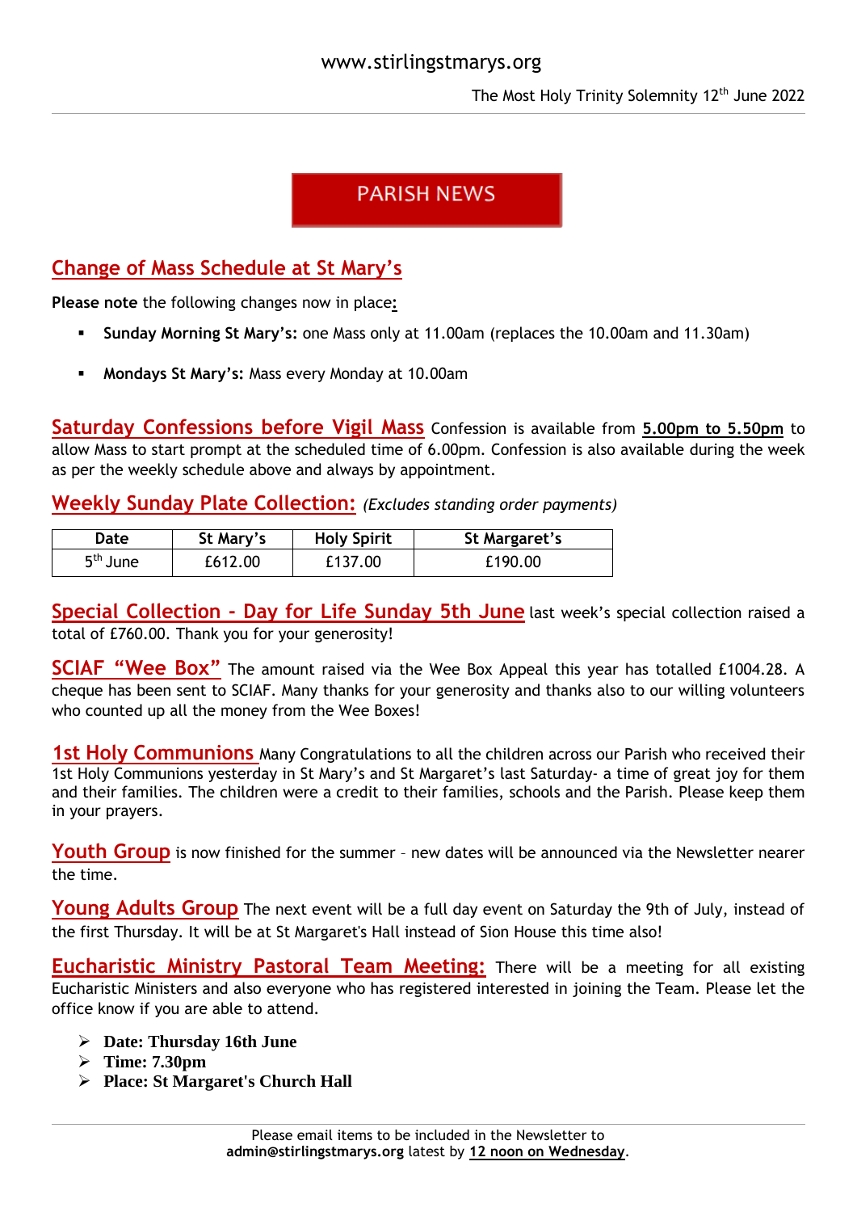# PARISH NEWS

## Change of Mass Schedule at St Mary's

**Please note** the following changes now in place:

- **Sunday Morning St Mary's:** one Mass only at 11.00am (replaces the 10.00am and 11.30am)
- **Mondays St Mary's:** Mass every Monday at 10.00am

**Saturday Confessions before Vigil Mass** Confession is available from **5.00pm to 5.50pm** to allow Mass to start prompt at the scheduled time of 6.00pm. Confession is also available during the week as per the weekly schedule above and always by appointment.

**Weekly Sunday Plate Collection:** *(Excludes standing order payments)*

| Date | St Mary's | Holy Spirit | St Margaret's |
|---|---|---|---|
| 5th June | £612.00 | £137.00 | £190.00 |

**Special Collection - Day for Life Sunday 5th June** last week's special collection raised a total of £760.00. Thank you for your generosity!

**SCIAF "Wee Box"** The amount raised via the Wee Box Appeal this year has totalled £1004.28. A cheque has been sent to SCIAF. Many thanks for your generosity and thanks also to our willing volunteers who counted up all the money from the Wee Boxes!

**1st Holy Communions** Many Congratulations to all the children across our Parish who received their 1st Holy Communions yesterday in St Mary's and St Margaret's last Saturday- a time of great joy for them and their families. The children were a credit to their families, schools and the Parish. Please keep them in your prayers.

**Youth Group** is now finished for the summer – new dates will be announced via the Newsletter nearer the time.

**Young Adults Group** The next event will be a full day event on Saturday the 9th of July, instead of the first Thursday. It will be at St Margaret's Hall instead of Sion House this time also!

**Eucharistic Ministry Pastoral Team Meeting:** There will be a meeting for all existing Eucharistic Ministers and also everyone who has registered interested in joining the Team. Please let the office know if you are able to attend.

- **Date: Thursday 16th June**
- **Time: 7.30pm**
- **Place: St Margaret's Church Hall**

Please email items to be included in the Newsletter to **admin@stirlingstmarys.org** latest by **12 noon on Wednesday**.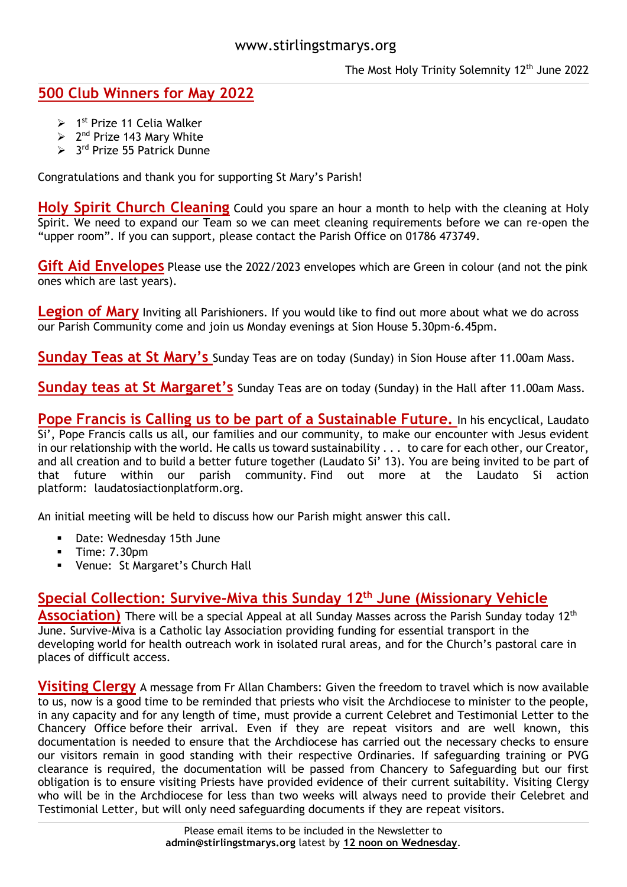www.stirlingstmarys.org

The Most Holy Trinity Solemnity 12th June 2022

## 500 Club Winners for May 2022

- 1st Prize 11 Celia Walker
- 2nd Prize 143 Mary White
- 3rd Prize 55 Patrick Dunne

Congratulations and thank you for supporting St Mary's Parish!

**Holy Spirit Church Cleaning** Could you spare an hour a month to help with the cleaning at Holy Spirit. We need to expand our Team so we can meet cleaning requirements before we can re-open the "upper room". If you can support, please contact the Parish Office on 01786 473749.

**Gift Aid Envelopes** Please use the 2022/2023 envelopes which are Green in colour (and not the pink ones which are last years).

**Legion of Mary** Inviting all Parishioners. If you would like to find out more about what we do across our Parish Community come and join us Monday evenings at Sion House 5.30pm-6.45pm.

**Sunday Teas at St Mary's** Sunday Teas are on today (Sunday) in Sion House after 11.00am Mass.

**Sunday teas at St Margaret's** Sunday Teas are on today (Sunday) in the Hall after 11.00am Mass.

**Pope Francis is Calling us to be part of a Sustainable Future.** In his encyclical, Laudato Si', Pope Francis calls us all, our families and our community, to make our encounter with Jesus evident in our relationship with the world. He calls us toward sustainability . . . to care for each other, our Creator, and all creation and to build a better future together (Laudato Si' 13). You are being invited to be part of that future within our parish community. Find out more at the Laudato Si action platform: laudatosiactionplatform.org.

An initial meeting will be held to discuss how our Parish might answer this call.

- Date: Wednesday 15th June
- Time: 7.30pm
- Venue: St Margaret's Church Hall

**Special Collection: Survive-Miva this Sunday 12th June (Missionary Vehicle Association)** There will be a special Appeal at all Sunday Masses across the Parish Sunday today 12th June. Survive-Miva is a Catholic lay Association providing funding for essential transport in the developing world for health outreach work in isolated rural areas, and for the Church's pastoral care in places of difficult access.

**Visiting Clergy** A message from Fr Allan Chambers: Given the freedom to travel which is now available to us, now is a good time to be reminded that priests who visit the Archdiocese to minister to the people, in any capacity and for any length of time, must provide a current Celebret and Testimonial Letter to the Chancery Office before their arrival. Even if they are repeat visitors and are well known, this documentation is needed to ensure that the Archdiocese has carried out the necessary checks to ensure our visitors remain in good standing with their respective Ordinaries. If safeguarding training or PVG clearance is required, the documentation will be passed from Chancery to Safeguarding but our first obligation is to ensure visiting Priests have provided evidence of their current suitability. Visiting Clergy who will be in the Archdiocese for less than two weeks will always need to provide their Celebret and Testimonial Letter, but will only need safeguarding documents if they are repeat visitors.

Please email items to be included in the Newsletter to **admin@stirlingstmarys.org** latest by **12 noon on Wednesday**.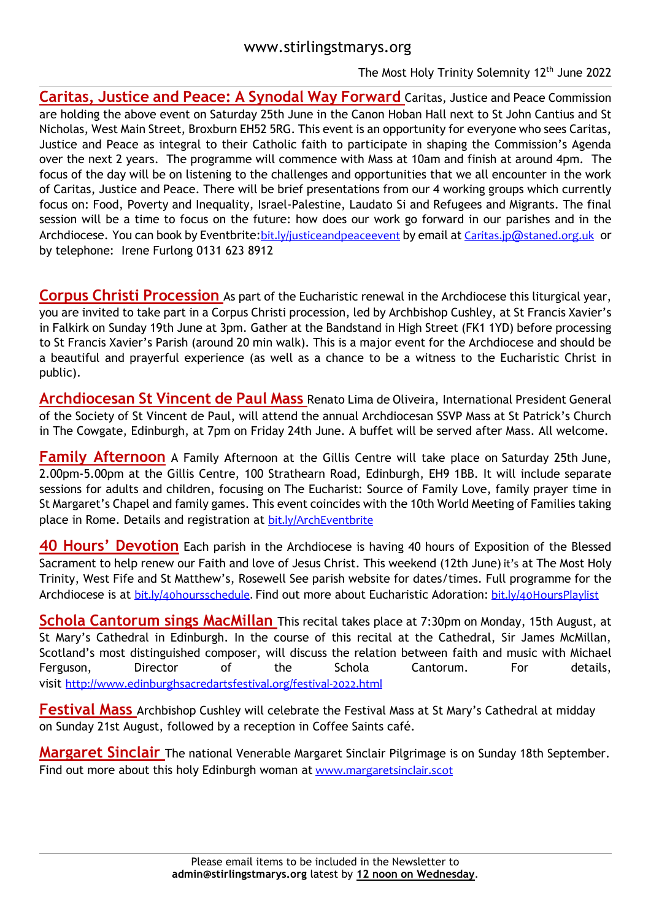The Most Holy Trinity Solemnity 12th June 2022

**Caritas, Justice and Peace: A Synodal Way Forward** Caritas, Justice and Peace Commission are holding the above event on Saturday 25th June in the Canon Hoban Hall next to St John Cantius and St Nicholas, West Main Street, Broxburn EH52 5RG. This event is an opportunity for everyone who sees Caritas, Justice and Peace as integral to their Catholic faith to participate in shaping the Commission's Agenda over the next 2 years. The programme will commence with Mass at 10am and finish at around 4pm. The focus of the day will be on listening to the challenges and opportunities that we all encounter in the work of Caritas, Justice and Peace. There will be brief presentations from our 4 working groups which currently focus on: Food, Poverty and Inequality, Israel-Palestine, Laudato Si and Refugees and Migrants. The final session will be a time to focus on the future: how does our work go forward in our parishes and in the Archdiocese. You can book by Eventbrite:bit.ly/justiceandpeaceevent by email at Caritas.jp@staned.org.uk or by telephone: Irene Furlong 0131 623 8912

**Corpus Christi Procession** As part of the Eucharistic renewal in the Archdiocese this liturgical year, you are invited to take part in a Corpus Christi procession, led by Archbishop Cushley, at St Francis Xavier's in Falkirk on Sunday 19th June at 3pm. Gather at the Bandstand in High Street (FK1 1YD) before processing to St Francis Xavier's Parish (around 20 min walk). This is a major event for the Archdiocese and should be a beautiful and prayerful experience (as well as a chance to be a witness to the Eucharistic Christ in public).

**Archdiocesan St Vincent de Paul Mass** Renato Lima de Oliveira, International President General of the Society of St Vincent de Paul, will attend the annual Archdiocesan SSVP Mass at St Patrick's Church in The Cowgate, Edinburgh, at 7pm on Friday 24th June. A buffet will be served after Mass. All welcome.

**Family Afternoon** A Family Afternoon at the Gillis Centre will take place on Saturday 25th June, 2.00pm-5.00pm at the Gillis Centre, 100 Strathearn Road, Edinburgh, EH9 1BB. It will include separate sessions for adults and children, focusing on The Eucharist: Source of Family Love, family prayer time in St Margaret's Chapel and family games. This event coincides with the 10th World Meeting of Families taking place in Rome. Details and registration at bit.ly/ArchEventbrite

**40 Hours' Devotion** Each parish in the Archdiocese is having 40 hours of Exposition of the Blessed Sacrament to help renew our Faith and love of Jesus Christ. This weekend (12th June) it's at The Most Holy Trinity, West Fife and St Matthew's, Rosewell See parish website for dates/times. Full programme for the Archdiocese is at bit.ly/40hoursschedule. Find out more about Eucharistic Adoration: bit.ly/40HoursPlaylist

**Schola Cantorum sings MacMillan** This recital takes place at 7:30pm on Monday, 15th August, at St Mary's Cathedral in Edinburgh. In the course of this recital at the Cathedral, Sir James McMillan, Scotland's most distinguished composer, will discuss the relation between faith and music with Michael Ferguson, Director of the Schola Cantorum. For details, visit http://www.edinburghsacredartsfestival.org/festival-2022.html

**Festival Mass** Archbishop Cushley will celebrate the Festival Mass at St Mary's Cathedral at midday on Sunday 21st August, followed by a reception in Coffee Saints café.

**Margaret Sinclair** The national Venerable Margaret Sinclair Pilgrimage is on Sunday 18th September. Find out more about this holy Edinburgh woman at www.margaretsinclair.scot

Please email items to be included in the Newsletter to **admin@stirlingstmarys.org** latest by **12 noon on Wednesday**.